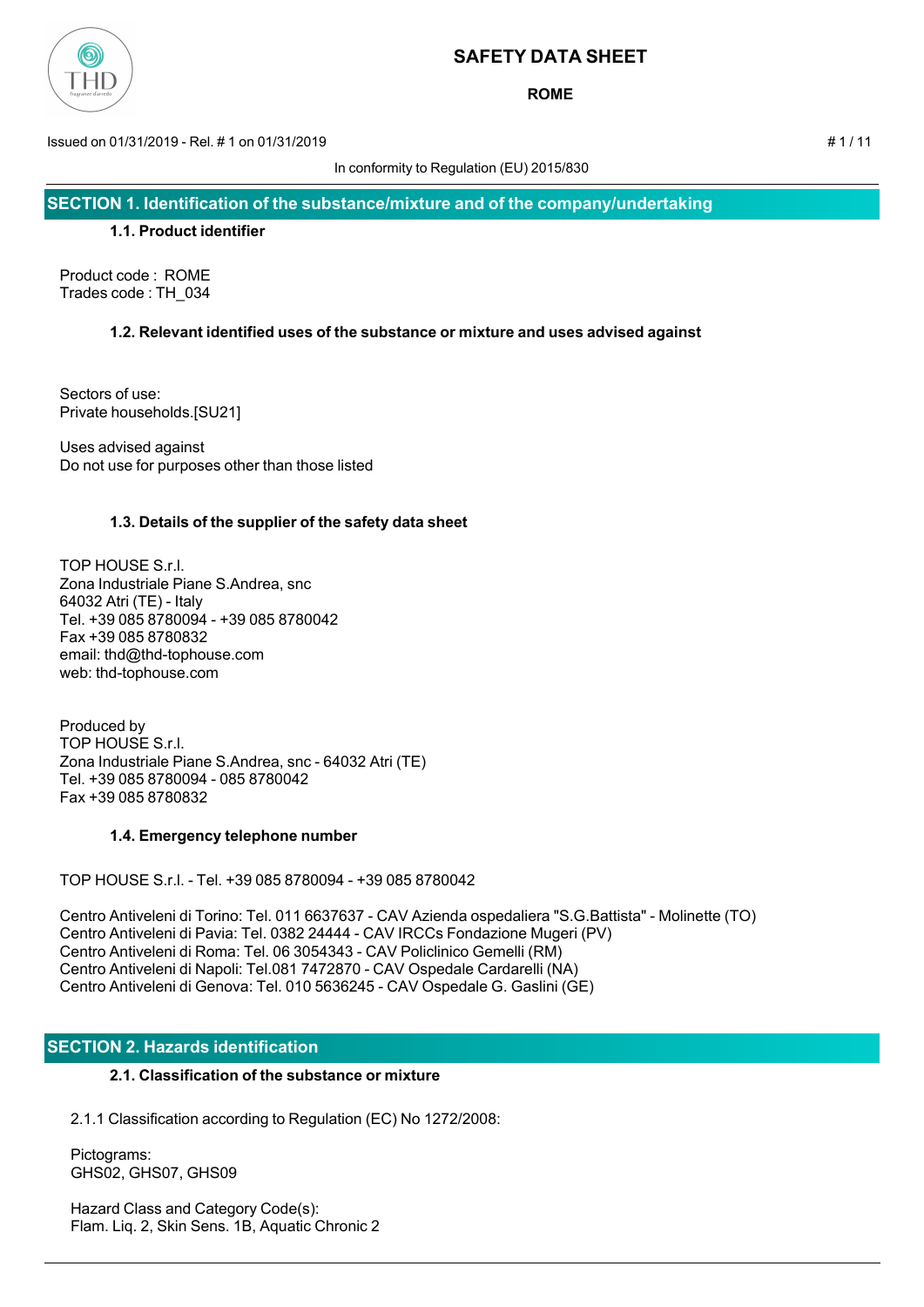# SAFETY DATA SHEET

**ROME**

Issued on 01/31/2019 - Rel. # 1 on 01/31/2019

In conformity to Regulation (EU) 2015/830

## SECTION 1. Identification of the substance/mixture and of the company/undertaking

### 1.1. Product identifier

Product code : ROME
Trades code : TH_034

### 1.2. Relevant identified uses of the substance or mixture and uses advised against

Sectors of use:
Private households.[SU21]

Uses advised against
Do not use for purposes other than those listed

### 1.3. Details of the supplier of the safety data sheet

TOP HOUSE S.r.l.
Zona Industriale Piane S.Andrea, snc
64032 Atri (TE) - Italy
Tel. +39 085 8780094 - +39 085 8780042
Fax +39 085 8780832
email: thd@thd-tophouse.com
web: thd-tophouse.com

Produced by
TOP HOUSE S.r.l.
Zona Industriale Piane S.Andrea, snc - 64032 Atri (TE)
Tel. +39 085 8780094 - 085 8780042
Fax +39 085 8780832

### 1.4. Emergency telephone number

TOP HOUSE S.r.l. - Tel. +39 085 8780094 - +39 085 8780042

Centro Antiveleni di Torino: Tel. 011 6637637 - CAV Azienda ospedaliera "S.G.Battista" - Molinette (TO)
Centro Antiveleni di Pavia: Tel. 0382 24444 - CAV IRCCs Fondazione Mugeri (PV)
Centro Antiveleni di Roma: Tel. 06 3054343 - CAV Policlinico Gemelli (RM)
Centro Antiveleni di Napoli: Tel.081 7472870 - CAV Ospedale Cardarelli (NA)
Centro Antiveleni di Genova: Tel. 010 5636245 - CAV Ospedale G. Gaslini (GE)

## SECTION 2. Hazards identification

### 2.1. Classification of the substance or mixture

2.1.1 Classification according to Regulation (EC) No 1272/2008:

Pictograms:
GHS02, GHS07, GHS09

Hazard Class and Category Code(s):
Flam. Liq. 2, Skin Sens. 1B, Aquatic Chronic 2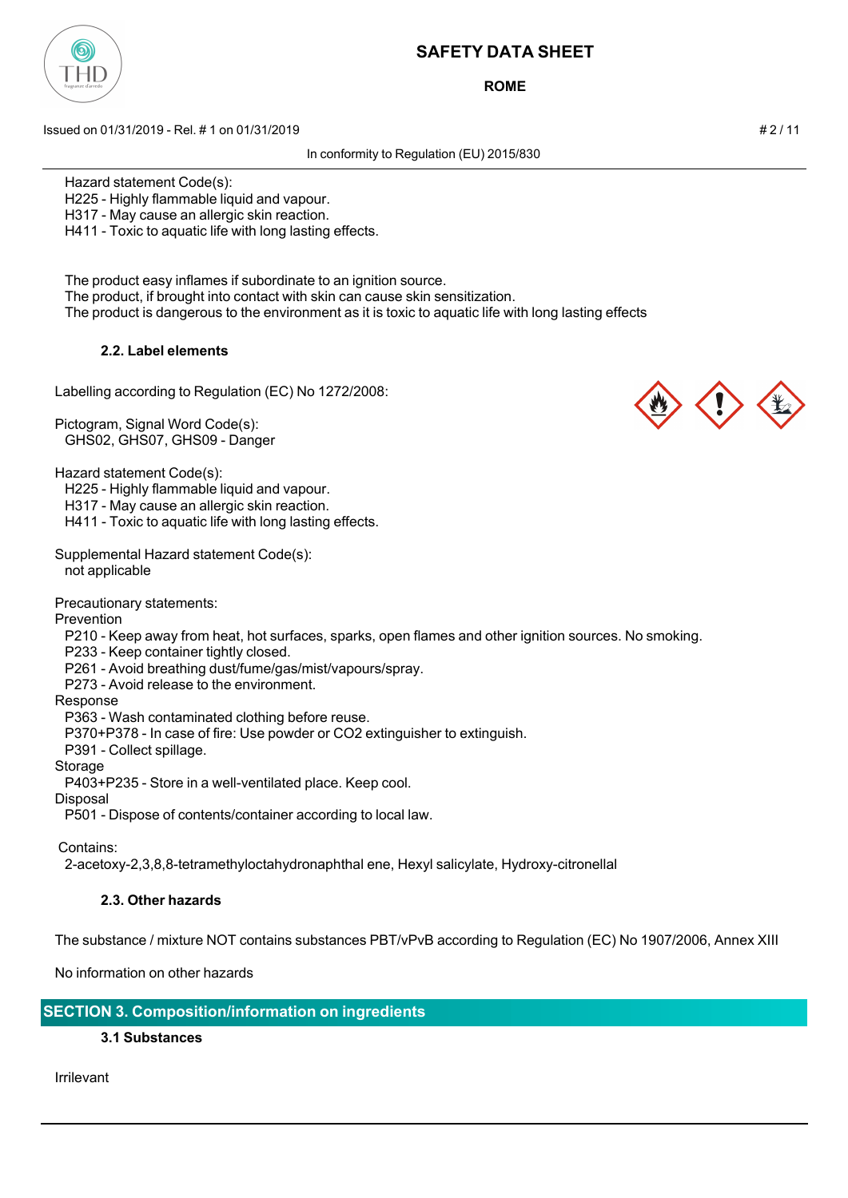Hazard statement Code(s):
H225 - Highly flammable liquid and vapour.
H317 - May cause an allergic skin reaction.
H411 - Toxic to aquatic life with long lasting effects.

The product easy inflames if subordinate to an ignition source.
The product, if brought into contact with skin can cause skin sensitization.
The product is dangerous to the environment as it is toxic to aquatic life with long lasting effects

### 2.2. Label elements

Labelling according to Regulation (EC) No 1272/2008:

Pictogram, Signal Word Code(s):
GHS02, GHS07, GHS09 - Danger

Hazard statement Code(s):
H225 - Highly flammable liquid and vapour.
H317 - May cause an allergic skin reaction.
H411 - Toxic to aquatic life with long lasting effects.

Supplemental Hazard statement Code(s):
not applicable

Precautionary statements:

Prevention
P210 - Keep away from heat, hot surfaces, sparks, open flames and other ignition sources. No smoking.
P233 - Keep container tightly closed.
P261 - Avoid breathing dust/fume/gas/mist/vapours/spray.
P273 - Avoid release to the environment.

Response
P363 - Wash contaminated clothing before reuse.
P370+P378 - In case of fire: Use powder or CO2 extinguisher to extinguish.
P391 - Collect spillage.

Storage
P403+P235 - Store in a well-ventilated place. Keep cool.

Disposal
P501 - Dispose of contents/container according to local law.

Contains:
2-acetoxy-2,3,8,8-tetramethyloctahydronaphthal ene, Hexyl salicylate, Hydroxy-citronellal

### 2.3. Other hazards

The substance / mixture NOT contains substances PBT/vPvB according to Regulation (EC) No 1907/2006, Annex XIII

No information on other hazards

## SECTION 3. Composition/information on ingredients

### 3.1 Substances

Irrilevant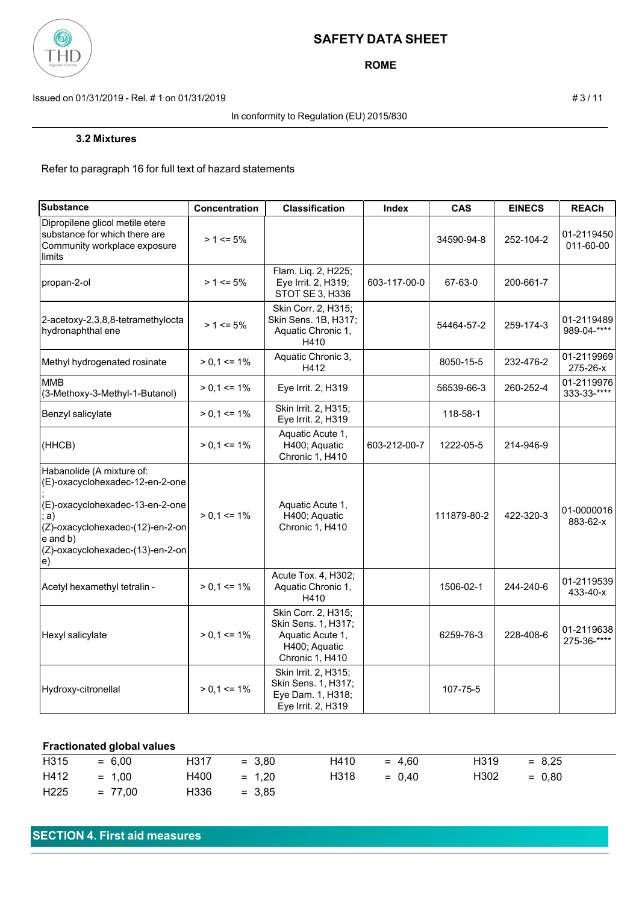### 3.2 Mixtures

Refer to paragraph 16 for full text of hazard statements

| Substance | Concentration | Classification | Index | CAS | EINECS | REACh |
|---|---|---|---|---|---|---|
| Dipropilene glicol metile etere substance for which there are Community workplace exposure limits | > 1 <= 5% | | | 34590-94-8 | 252-104-2 | 01-2119450011-60-00 |
| propan-2-ol | > 1 <= 5% | Flam. Liq. 2, H225; Eye Irrit. 2, H319; STOT SE 3, H336 | 603-117-00-0 | 67-63-0 | 200-661-7 | |
| 2-acetoxy-2,3,8,8-tetramethylocta hydronaphthal ene | > 1 <= 5% | Skin Corr. 2, H315; Skin Sens. 1B, H317; Aquatic Chronic 1, H410 | | 54464-57-2 | 259-174-3 | 01-2119489989-04-**** |
| Methyl hydrogenated rosinate | > 0,1 <= 1% | Aquatic Chronic 3, H412 | | 8050-15-5 | 232-476-2 | 01-2119969275-26-x |
| MMB (3-Methoxy-3-Methyl-1-Butanol) | > 0,1 <= 1% | Eye Irrit. 2, H319 | | 56539-66-3 | 260-252-4 | 01-2119976333-33-**** |
| Benzyl salicylate | > 0,1 <= 1% | Skin Irrit. 2, H315; Eye Irrit. 2, H319 | | 118-58-1 | | |
| (HHCB) | > 0,1 <= 1% | Aquatic Acute 1, H400; Aquatic Chronic 1, H410 | 603-212-00-7 | 1222-05-5 | 214-946-9 | |
| Habanolide (A mixture of: (E)-oxacyclohexadec-12-en-2-one ; (E)-oxacyclohexadec-13-en-2-one ; a) (Z)-oxacyclohexadec-(12)-en-2-on e and b) (Z)-oxacyclohexadec-(13)-en-2-on e) | > 0,1 <= 1% | Aquatic Acute 1, H400; Aquatic Chronic 1, H410 | | 111879-80-2 | 422-320-3 | 01-0000016883-62-x |
| Acetyl hexamethyl tetralin - | > 0,1 <= 1% | Acute Tox. 4, H302; Aquatic Chronic 1, H410 | | 1506-02-1 | 244-240-6 | 01-2119539433-40-x |
| Hexyl salicylate | > 0,1 <= 1% | Skin Corr. 2, H315; Skin Sens. 1, H317; Aquatic Acute 1, H400; Aquatic Chronic 1, H410 | | 6259-76-3 | 228-408-6 | 01-2119638275-36-**** |
| Hydroxy-citronellal | > 0,1 <= 1% | Skin Irrit. 2, H315; Skin Sens. 1, H317; Eye Dam. 1, H318; Eye Irrit. 2, H319 | | 107-75-5 | | |

**Fractionated global values**

| | | | | | | | |
|---|---|---|---|---|---|---|---|
| H315 | = 6,00 | H317 | = 3,80 | H410 | = 4,60 | H319 | = 8,25 |
| H412 | = 1,00 | H400 | = 1,20 | H318 | = 0,40 | H302 | = 0,80 |
| H225 | = 77,00 | H336 | = 3,85 | | | | |

## SECTION 4. First aid measures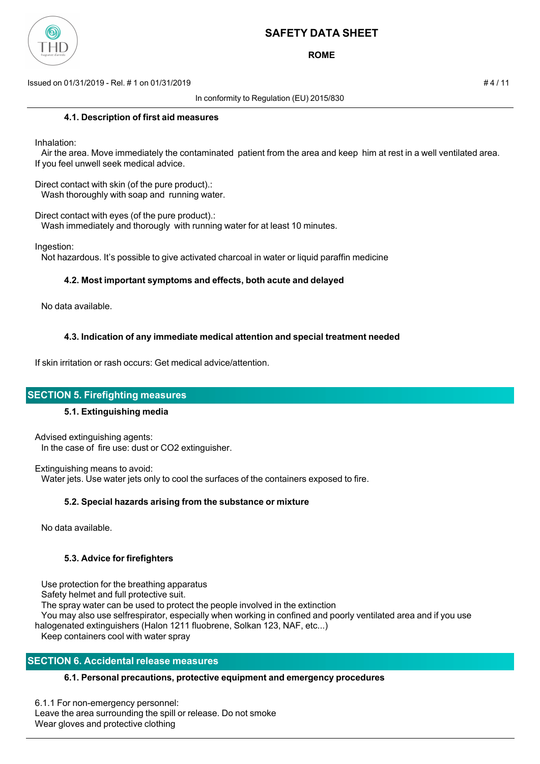#### 4.1. Description of first aid measures

Inhalation:
Air the area. Move immediately the contaminated patient from the area and keep him at rest in a well ventilated area. If you feel unwell seek medical advice.

Direct contact with skin (of the pure product).:
Wash thoroughly with soap and running water.

Direct contact with eyes (of the pure product).:
Wash immediately and thoroughly with running water for at least 10 minutes.

Ingestion:
Not hazardous. It's possible to give activated charcoal in water or liquid paraffin medicine

#### 4.2. Most important symptoms and effects, both acute and delayed

No data available.

#### 4.3. Indication of any immediate medical attention and special treatment needed

If skin irritation or rash occurs: Get medical advice/attention.

## SECTION 5. Firefighting measures

#### 5.1. Extinguishing media

Advised extinguishing agents:
In the case of fire use: dust or CO2 extinguisher.

Extinguishing means to avoid:
Water jets. Use water jets only to cool the surfaces of the containers exposed to fire.

#### 5.2. Special hazards arising from the substance or mixture

No data available.

#### 5.3. Advice for firefighters

Use protection for the breathing apparatus
Safety helmet and full protective suit.
The spray water can be used to protect the people involved in the extinction
You may also use selfrespirator, especially when working in confined and poorly ventilated area and if you use halogenated extinguishers (Halon 1211 fluobrene, Solkan 123, NAF, etc...)
Keep containers cool with water spray

## SECTION 6. Accidental release measures

#### 6.1. Personal precautions, protective equipment and emergency procedures

6.1.1 For non-emergency personnel:
Leave the area surrounding the spill or release. Do not smoke
Wear gloves and protective clothing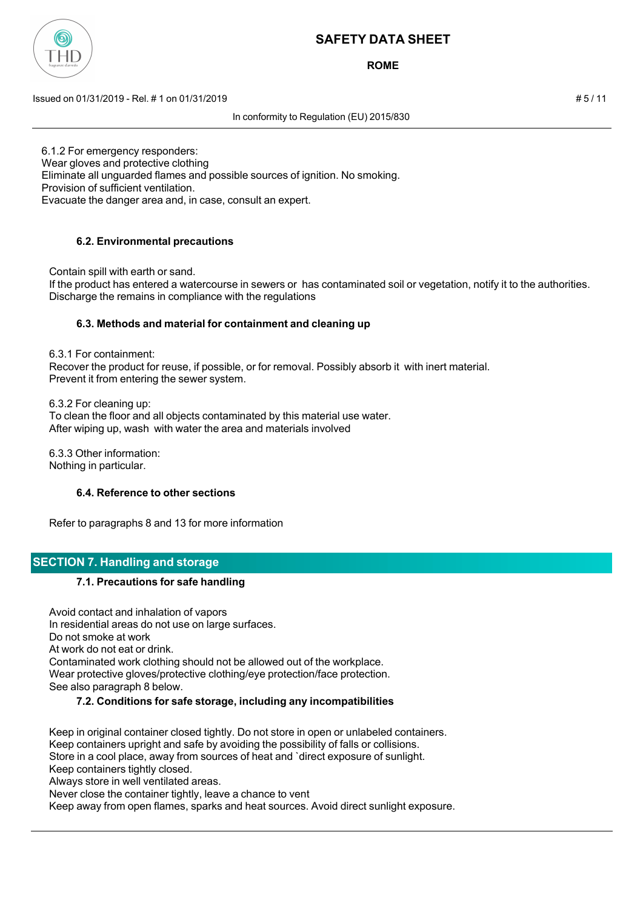6.1.2 For emergency responders:
Wear gloves and protective clothing
Eliminate all unguarded flames and possible sources of ignition. No smoking.
Provision of sufficient ventilation.
Evacuate the danger area and, in case, consult an expert.

### 6.2. Environmental precautions

Contain spill with earth or sand.
If the product has entered a watercourse in sewers or has contaminated soil or vegetation, notify it to the authorities.
Discharge the remains in compliance with the regulations

### 6.3. Methods and material for containment and cleaning up

6.3.1 For containment:
Recover the product for reuse, if possible, or for removal. Possibly absorb it with inert material.
Prevent it from entering the sewer system.

6.3.2 For cleaning up:
To clean the floor and all objects contaminated by this material use water.
After wiping up, wash with water the area and materials involved

6.3.3 Other information:
Nothing in particular.

### 6.4. Reference to other sections

Refer to paragraphs 8 and 13 for more information

## SECTION 7. Handling and storage

### 7.1. Precautions for safe handling

Avoid contact and inhalation of vapors
In residential areas do not use on large surfaces.
Do not smoke at work
At work do not eat or drink.
Contaminated work clothing should not be allowed out of the workplace.
Wear protective gloves/protective clothing/eye protection/face protection.
See also paragraph 8 below.

### 7.2. Conditions for safe storage, including any incompatibilities

Keep in original container closed tightly. Do not store in open or unlabeled containers.
Keep containers upright and safe by avoiding the possibility of falls or collisions.
Store in a cool place, away from sources of heat and `direct exposure of sunlight.
Keep containers tightly closed.
Always store in well ventilated areas.
Never close the container tightly, leave a chance to vent
Keep away from open flames, sparks and heat sources. Avoid direct sunlight exposure.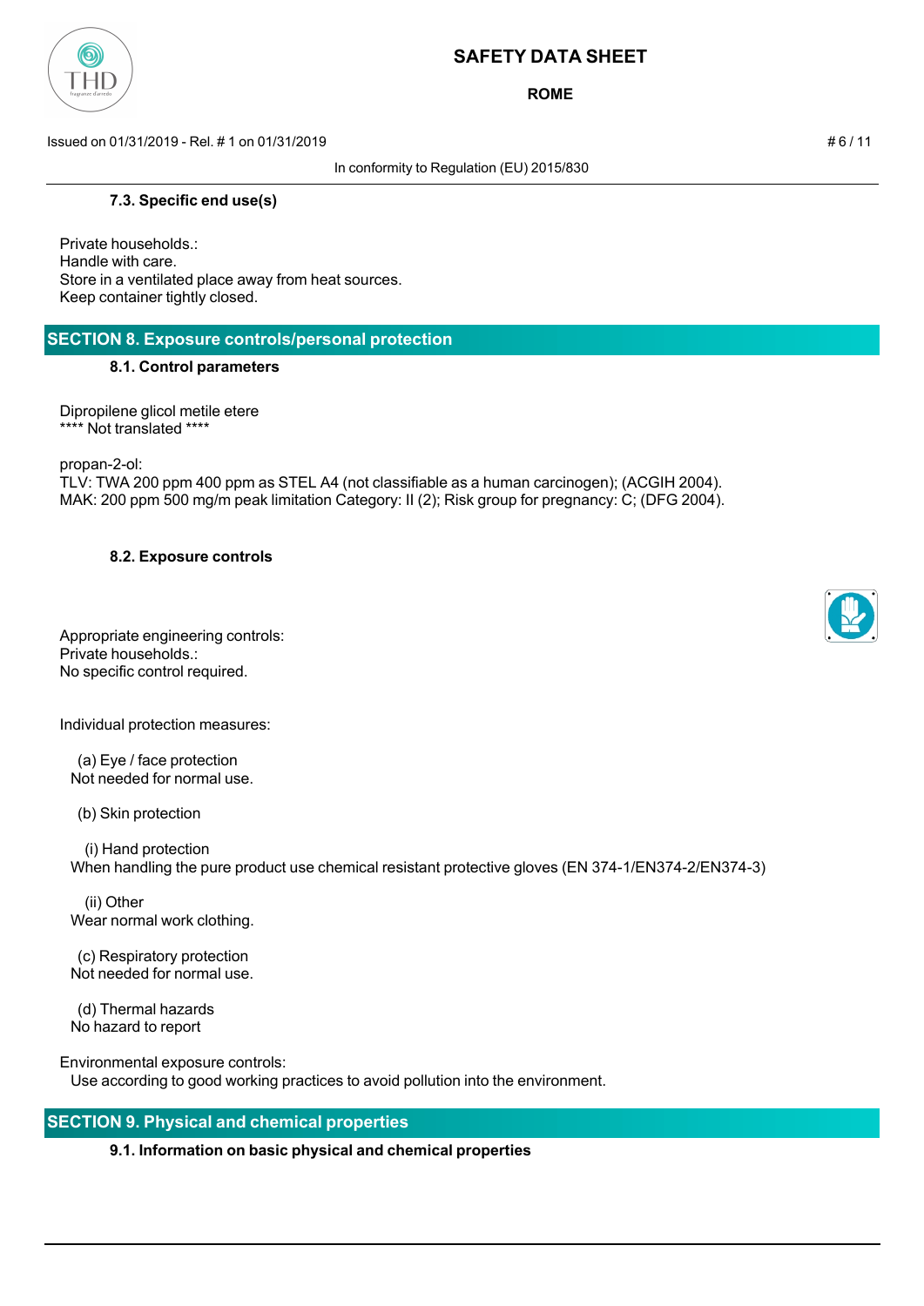### 7.3. Specific end use(s)

Private households.:
Handle with care.
Store in a ventilated place away from heat sources.
Keep container tightly closed.

## SECTION 8. Exposure controls/personal protection

### 8.1. Control parameters

Dipropilene glicol metile etere
**** Not translated ****

propan-2-ol:
TLV: TWA 200 ppm 400 ppm as STEL A4 (not classifiable as a human carcinogen); (ACGIH 2004).
MAK: 200 ppm 500 mg/m peak limitation Category: II (2); Risk group for pregnancy: C; (DFG 2004).

### 8.2. Exposure controls

Appropriate engineering controls:
Private households.:
No specific control required.

Individual protection measures:

(a) Eye / face protection
Not needed for normal use.

(b) Skin protection

(i) Hand protection
When handling the pure product use chemical resistant protective gloves (EN 374-1/EN374-2/EN374-3)

(ii) Other
Wear normal work clothing.

(c) Respiratory protection
Not needed for normal use.

(d) Thermal hazards
No hazard to report

Environmental exposure controls:
Use according to good working practices to avoid pollution into the environment.

## SECTION 9. Physical and chemical properties

### 9.1. Information on basic physical and chemical properties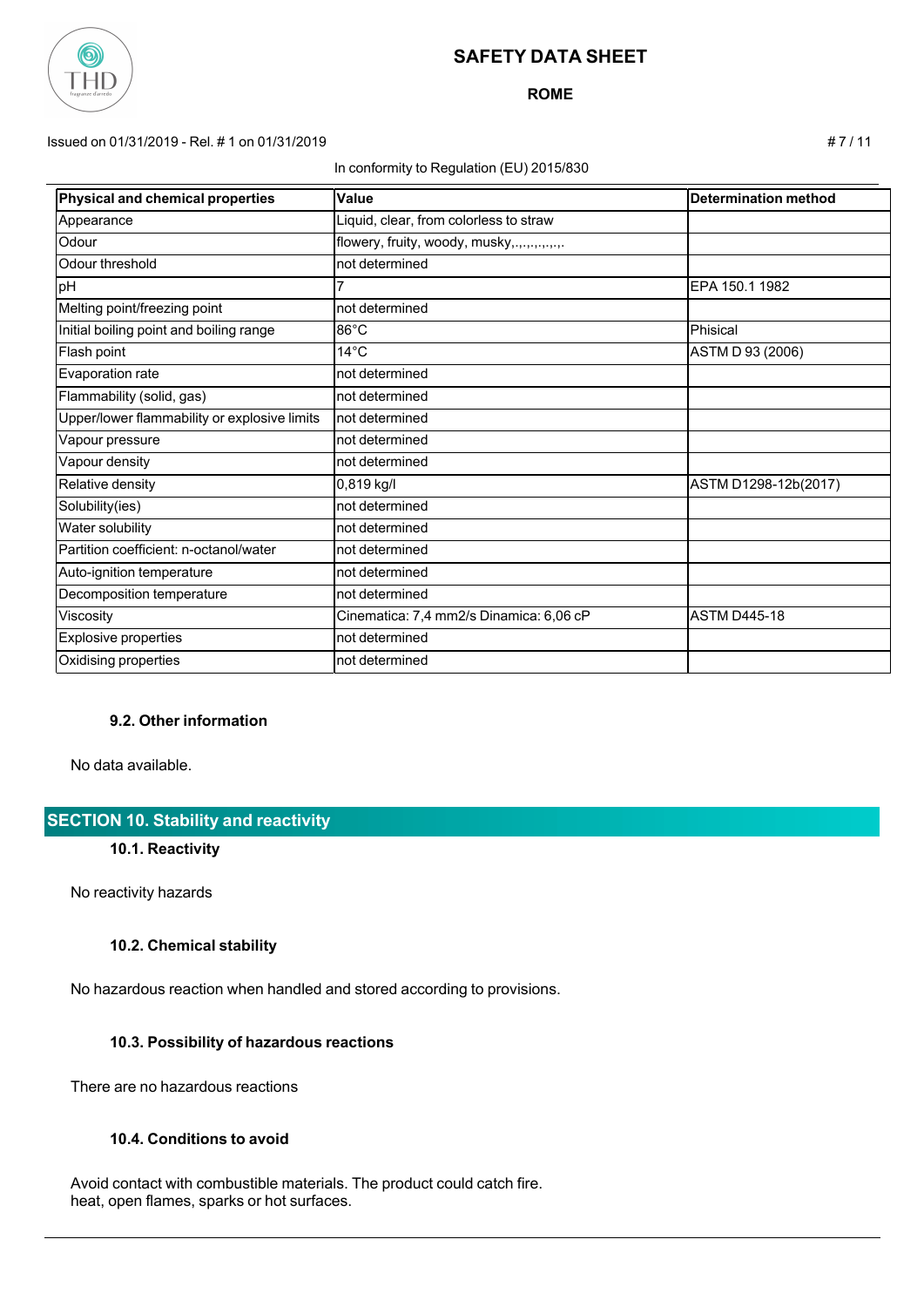| Physical and chemical properties | Value | Determination method |
| --- | --- | --- |
| Appearance | Liquid, clear, from colorless to straw | |
| Odour | flowery, fruity, woody, musky,.,.,.,.,.,.,. | |
| Odour threshold | not determined | |
| pH | 7 | EPA 150.1 1982 |
| Melting point/freezing point | not determined | |
| Initial boiling point and boiling range | 86°C | Phisical |
| Flash point | 14°C | ASTM D 93 (2006) |
| Evaporation rate | not determined | |
| Flammability (solid, gas) | not determined | |
| Upper/lower flammability or explosive limits | not determined | |
| Vapour pressure | not determined | |
| Vapour density | not determined | |
| Relative density | 0,819 kg/l | ASTM D1298-12b(2017) |
| Solubility(ies) | not determined | |
| Water solubility | not determined | |
| Partition coefficient: n-octanol/water | not determined | |
| Auto-ignition temperature | not determined | |
| Decomposition temperature | not determined | |
| Viscosity | Cinematica: 7,4 mm2/s Dinamica: 6,06 cP | ASTM D445-18 |
| Explosive properties | not determined | |
| Oxidising properties | not determined | |

### 9.2. Other information

No data available.

## SECTION 10. Stability and reactivity

### 10.1. Reactivity

No reactivity hazards

### 10.2. Chemical stability

No hazardous reaction when handled and stored according to provisions.

### 10.3. Possibility of hazardous reactions

There are no hazardous reactions

### 10.4. Conditions to avoid

Avoid contact with combustible materials. The product could catch fire.
heat, open flames, sparks or hot surfaces.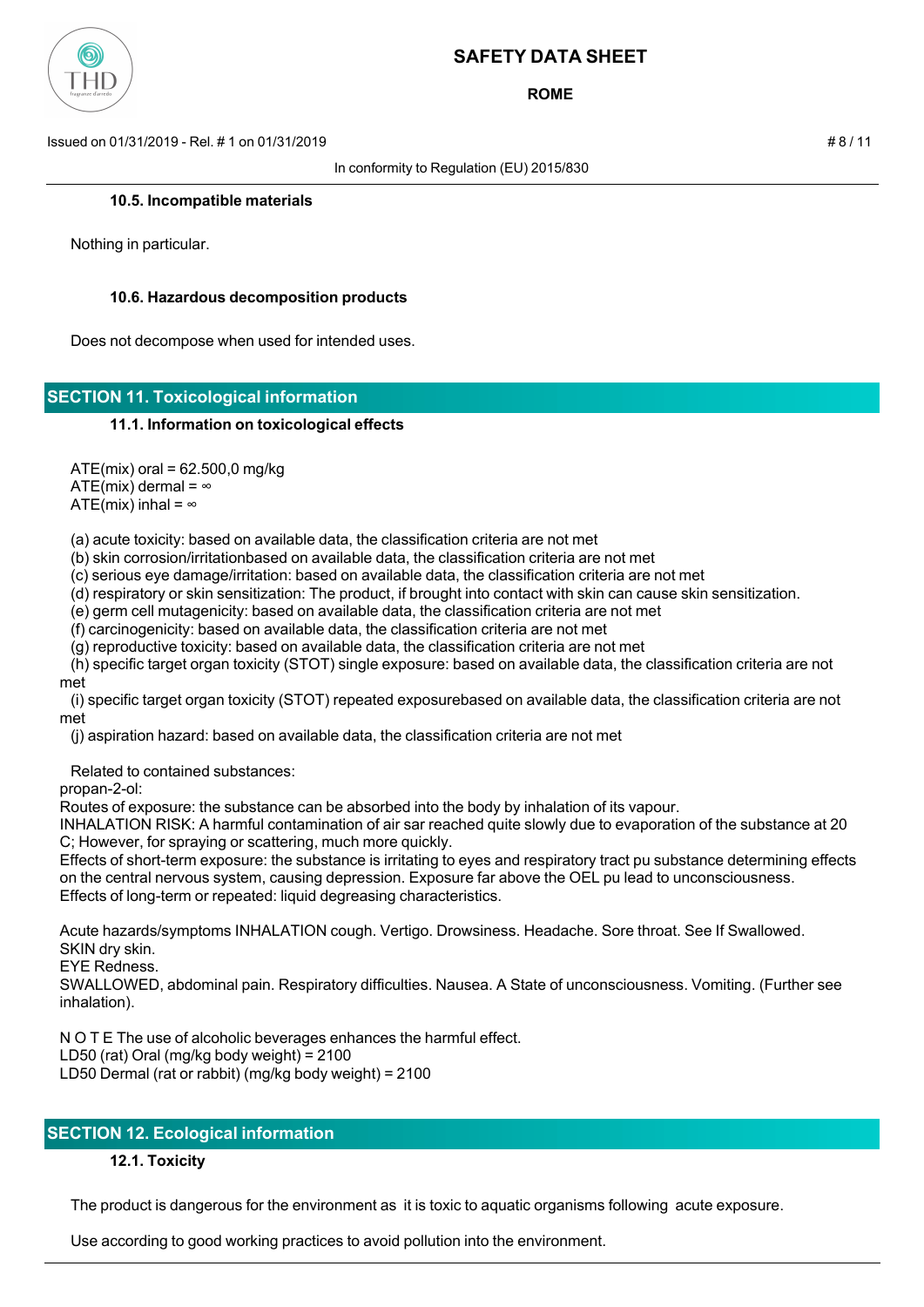#### 10.5. Incompatible materials

Nothing in particular.

#### 10.6. Hazardous decomposition products

Does not decompose when used for intended uses.

## SECTION 11. Toxicological information

#### 11.1. Information on toxicological effects

ATE(mix) oral = 62.500,0 mg/kg
ATE(mix) dermal = ∞
ATE(mix) inhal = ∞

(a) acute toxicity: based on available data, the classification criteria are not met
(b) skin corrosion/irritationbased on available data, the classification criteria are not met
(c) serious eye damage/irritation: based on available data, the classification criteria are not met
(d) respiratory or skin sensitization: The product, if brought into contact with skin can cause skin sensitization.
(e) germ cell mutagenicity: based on available data, the classification criteria are not met
(f) carcinogenicity: based on available data, the classification criteria are not met
(g) reproductive toxicity: based on available data, the classification criteria are not met
(h) specific target organ toxicity (STOT) single exposure: based on available data, the classification criteria are not met
(i) specific target organ toxicity (STOT) repeated exposurebased on available data, the classification criteria are not met
(j) aspiration hazard: based on available data, the classification criteria are not met

Related to contained substances:
propan-2-ol:
Routes of exposure: the substance can be absorbed into the body by inhalation of its vapour.
INHALATION RISK: A harmful contamination of air sar reached quite slowly due to evaporation of the substance at 20 C; However, for spraying or scattering, much more quickly.
Effects of short-term exposure: the substance is irritating to eyes and respiratory tract pu substance determining effects on the central nervous system, causing depression. Exposure far above the OEL pu lead to unconsciousness.
Effects of long-term or repeated: liquid degreasing characteristics.

Acute hazards/symptoms INHALATION cough. Vertigo. Drowsiness. Headache. Sore throat. See If Swallowed.
SKIN dry skin.
EYE Redness.
SWALLOWED, abdominal pain. Respiratory difficulties. Nausea. A State of unconsciousness. Vomiting. (Further see inhalation).

N O T E The use of alcoholic beverages enhances the harmful effect.
LD50 (rat) Oral (mg/kg body weight) = 2100
LD50 Dermal (rat or rabbit) (mg/kg body weight) = 2100

## SECTION 12. Ecological information

#### 12.1. Toxicity

The product is dangerous for the environment as it is toxic to aquatic organisms following acute exposure.

Use according to good working practices to avoid pollution into the environment.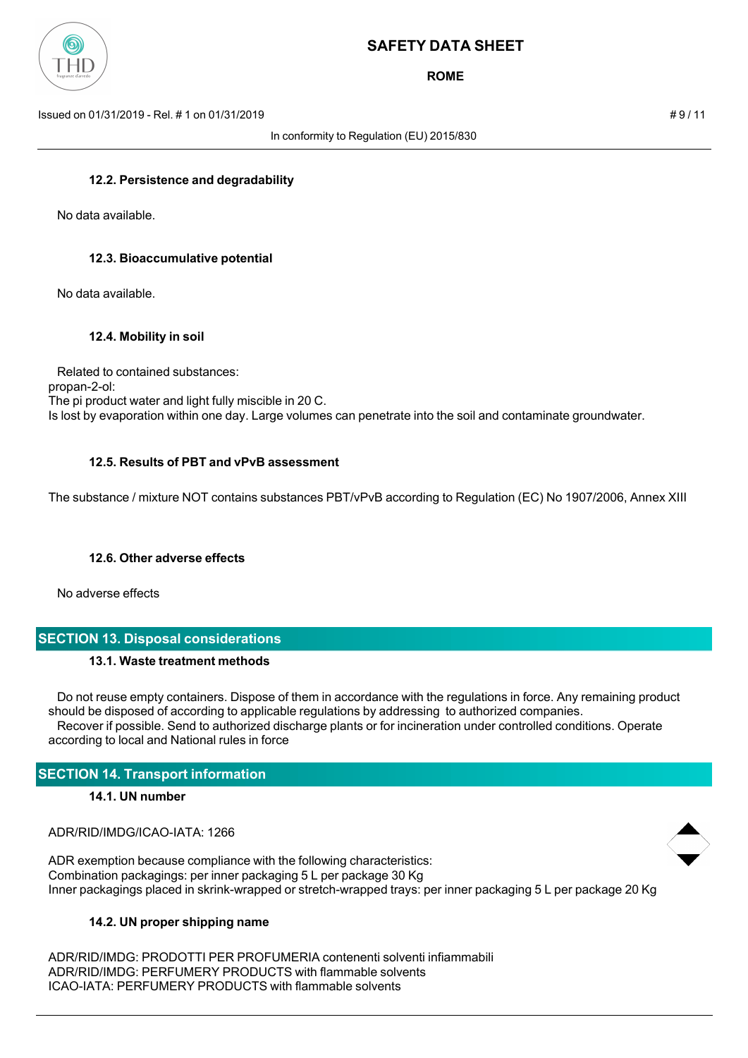#### 12.2. Persistence and degradability

No data available.

#### 12.3. Bioaccumulative potential

No data available.

#### 12.4. Mobility in soil

Related to contained substances:
propan-2-ol:
The pi product water and light fully miscible in 20 C.
Is lost by evaporation within one day. Large volumes can penetrate into the soil and contaminate groundwater.

#### 12.5. Results of PBT and vPvB assessment

The substance / mixture NOT contains substances PBT/vPvB according to Regulation (EC) No 1907/2006, Annex XIII

#### 12.6. Other adverse effects

No adverse effects

## SECTION 13. Disposal considerations

#### 13.1. Waste treatment methods

Do not reuse empty containers. Dispose of them in accordance with the regulations in force. Any remaining product should be disposed of according to applicable regulations by addressing to authorized companies.
Recover if possible. Send to authorized discharge plants or for incineration under controlled conditions. Operate according to local and National rules in force

## SECTION 14. Transport information

#### 14.1. UN number

ADR/RID/IMDG/ICAO-IATA: 1266

ADR exemption because compliance with the following characteristics:
Combination packagings: per inner packaging 5 L per package 30 Kg
Inner packagings placed in skrink-wrapped or stretch-wrapped trays: per inner packaging 5 L per package 20 Kg

#### 14.2. UN proper shipping name

ADR/RID/IMDG: PRODOTTI PER PROFUMERIA contenenti solventi infiammabili
ADR/RID/IMDG: PERFUMERY PRODUCTS with flammable solvents
ICAO-IATA: PERFUMERY PRODUCTS with flammable solvents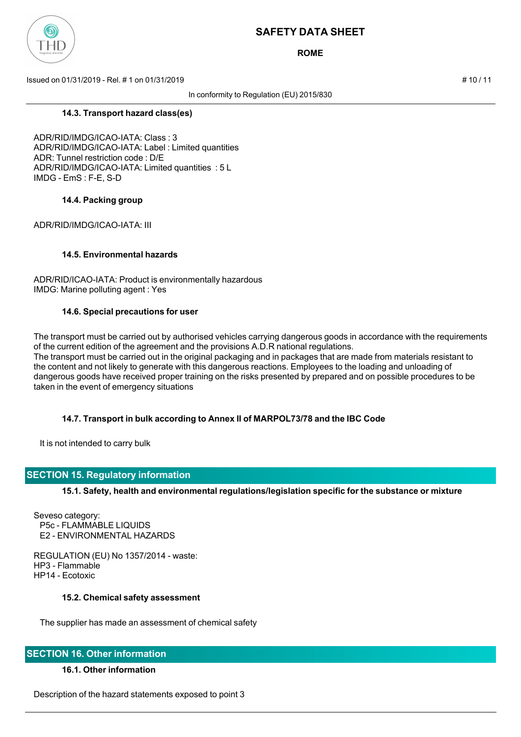#### 14.3. Transport hazard class(es)

ADR/RID/IMDG/ICAO-IATA: Class : 3
ADR/RID/IMDG/ICAO-IATA: Label : Limited quantities
ADR: Tunnel restriction code : D/E
ADR/RID/IMDG/ICAO-IATA: Limited quantities : 5 L
IMDG - EmS : F-E, S-D

#### 14.4. Packing group

ADR/RID/IMDG/ICAO-IATA: III

#### 14.5. Environmental hazards

ADR/RID/ICAO-IATA: Product is environmentally hazardous
IMDG: Marine polluting agent : Yes

#### 14.6. Special precautions for user

The transport must be carried out by authorised vehicles carrying dangerous goods in accordance with the requirements of the current edition of the agreement and the provisions A.D.R national regulations.
The transport must be carried out in the original packaging and in packages that are made from materials resistant to the content and not likely to generate with this dangerous reactions. Employees to the loading and unloading of dangerous goods have received proper training on the risks presented by prepared and on possible procedures to be taken in the event of emergency situations

#### 14.7. Transport in bulk according to Annex II of MARPOL73/78 and the IBC Code

It is not intended to carry bulk

## SECTION 15. Regulatory information

#### 15.1. Safety, health and environmental regulations/legislation specific for the substance or mixture

Seveso category:
P5c - FLAMMABLE LIQUIDS
E2 - ENVIRONMENTAL HAZARDS

REGULATION (EU) No 1357/2014 - waste:
HP3 - Flammable
HP14 - Ecotoxic

#### 15.2. Chemical safety assessment

The supplier has made an assessment of chemical safety

## SECTION 16. Other information

#### 16.1. Other information

Description of the hazard statements exposed to point 3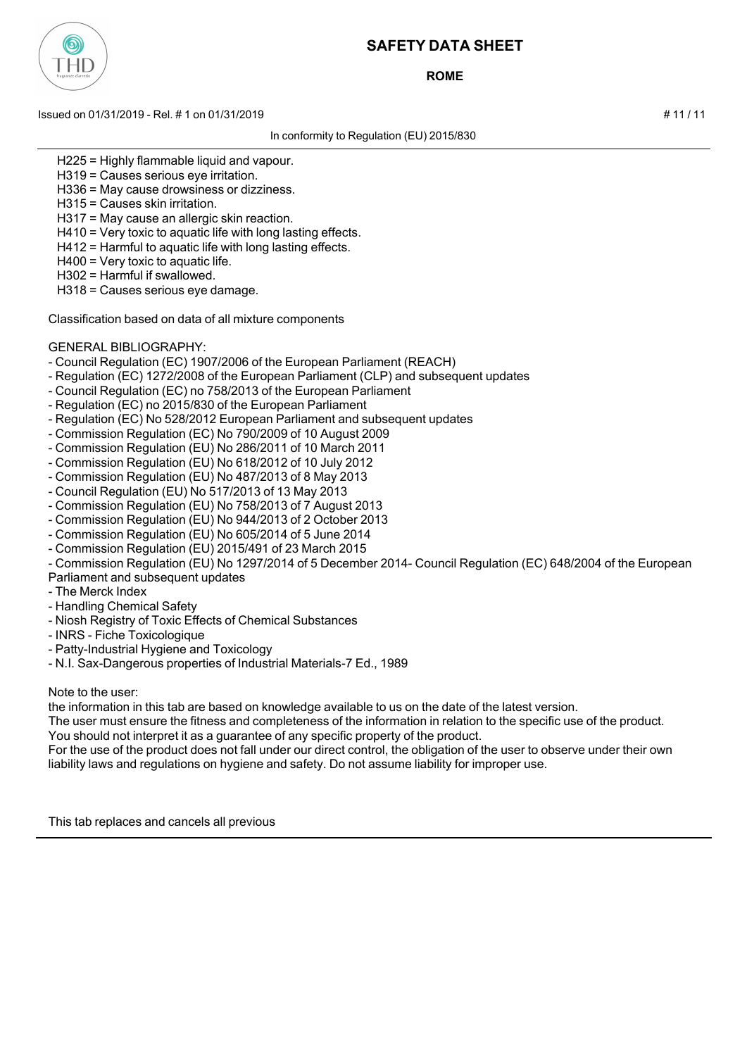H225 = Highly flammable liquid and vapour.
H319 = Causes serious eye irritation.
H336 = May cause drowsiness or dizziness.
H315 = Causes skin irritation.
H317 = May cause an allergic skin reaction.
H410 = Very toxic to aquatic life with long lasting effects.
H412 = Harmful to aquatic life with long lasting effects.
H400 = Very toxic to aquatic life.
H302 = Harmful if swallowed.
H318 = Causes serious eye damage.

Classification based on data of all mixture components

GENERAL BIBLIOGRAPHY:

- Council Regulation (EC) 1907/2006 of the European Parliament (REACH)
- Regulation (EC) 1272/2008 of the European Parliament (CLP) and subsequent updates
- Council Regulation (EC) no 758/2013 of the European Parliament
- Regulation (EC) no 2015/830 of the European Parliament
- Regulation (EC) No 528/2012 European Parliament and subsequent updates
- Commission Regulation (EC) No 790/2009 of 10 August 2009
- Commission Regulation (EU) No 286/2011 of 10 March 2011
- Commission Regulation (EU) No 618/2012 of 10 July 2012
- Commission Regulation (EU) No 487/2013 of 8 May 2013
- Council Regulation (EU) No 517/2013 of 13 May 2013
- Commission Regulation (EU) No 758/2013 of 7 August 2013
- Commission Regulation (EU) No 944/2013 of 2 October 2013
- Commission Regulation (EU) No 605/2014 of 5 June 2014
- Commission Regulation (EU) 2015/491 of 23 March 2015
- Commission Regulation (EU) No 1297/2014 of 5 December 2014- Council Regulation (EC) 648/2004 of the European Parliament and subsequent updates
- The Merck Index
- Handling Chemical Safety
- Niosh Registry of Toxic Effects of Chemical Substances
- INRS - Fiche Toxicologique
- Patty-Industrial Hygiene and Toxicology
- N.I. Sax-Dangerous properties of Industrial Materials-7 Ed., 1989

Note to the user:
the information in this tab are based on knowledge available to us on the date of the latest version.
The user must ensure the fitness and completeness of the information in relation to the specific use of the product.
You should not interpret it as a guarantee of any specific property of the product.
For the use of the product does not fall under our direct control, the obligation of the user to observe under their own liability laws and regulations on hygiene and safety. Do not assume liability for improper use.

This tab replaces and cancels all previous